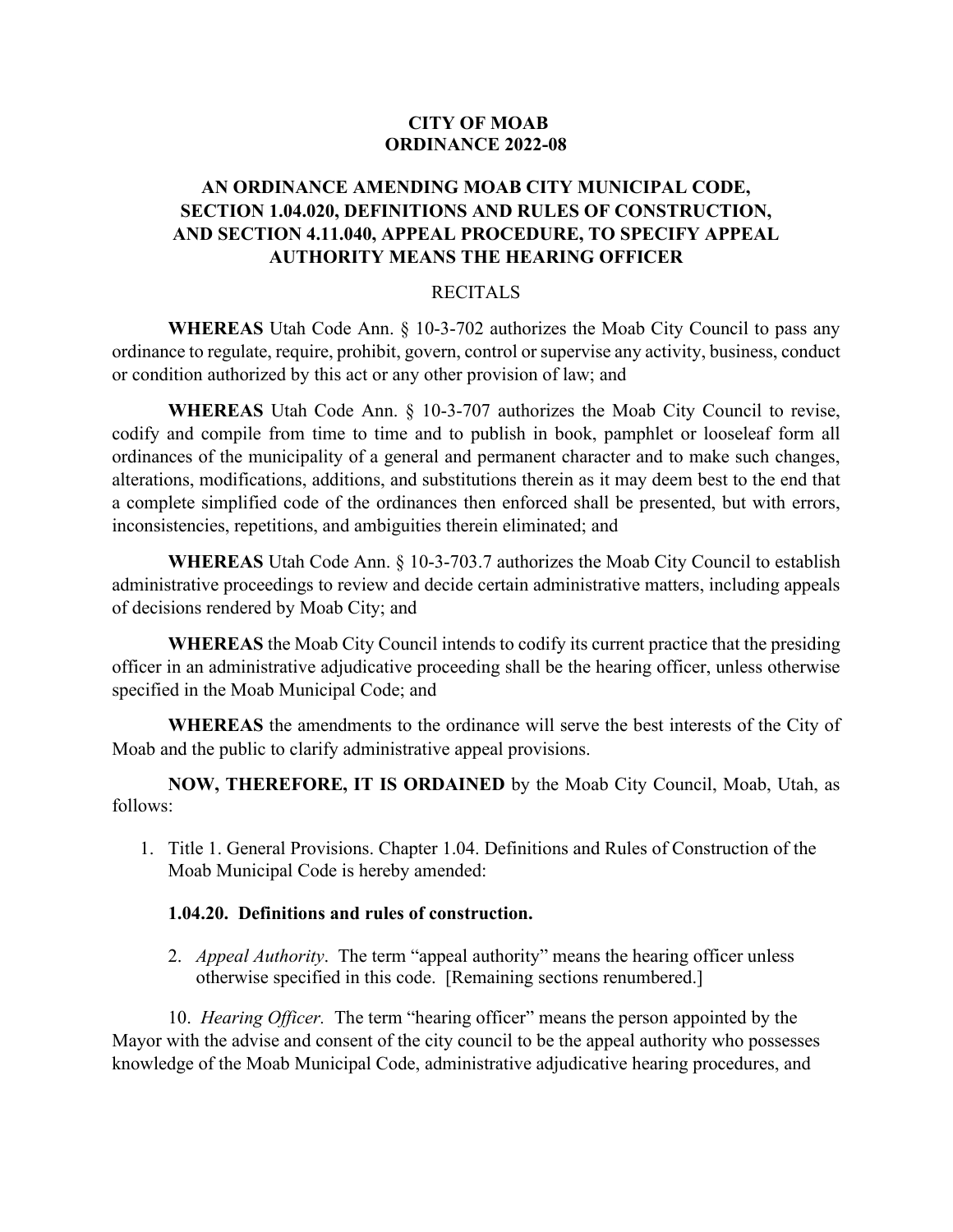# CITY OF MOAB
# ORDINANCE 2022-08

## AN ORDINANCE AMENDING MOAB CITY MUNICIPAL CODE, SECTION 1.04.020, DEFINITIONS AND RULES OF CONSTRUCTION, AND SECTION 4.11.040, APPEAL PROCEDURE, TO SPECIFY APPEAL AUTHORITY MEANS THE HEARING OFFICER

RECITALS

**WHEREAS** Utah Code Ann. § 10-3-702 authorizes the Moab City Council to pass any ordinance to regulate, require, prohibit, govern, control or supervise any activity, business, conduct or condition authorized by this act or any other provision of law; and

**WHEREAS** Utah Code Ann. § 10-3-707 authorizes the Moab City Council to revise, codify and compile from time to time and to publish in book, pamphlet or looseleaf form all ordinances of the municipality of a general and permanent character and to make such changes, alterations, modifications, additions, and substitutions therein as it may deem best to the end that a complete simplified code of the ordinances then enforced shall be presented, but with errors, inconsistencies, repetitions, and ambiguities therein eliminated; and

**WHEREAS** Utah Code Ann. § 10-3-703.7 authorizes the Moab City Council to establish administrative proceedings to review and decide certain administrative matters, including appeals of decisions rendered by Moab City; and

**WHEREAS** the Moab City Council intends to codify its current practice that the presiding officer in an administrative adjudicative proceeding shall be the hearing officer, unless otherwise specified in the Moab Municipal Code; and

**WHEREAS** the amendments to the ordinance will serve the best interests of the City of Moab and the public to clarify administrative appeal provisions.

**NOW, THEREFORE, IT IS ORDAINED** by the Moab City Council, Moab, Utah, as follows:

1. Title 1. General Provisions. Chapter 1.04. Definitions and Rules of Construction of the Moab Municipal Code is hereby amended:

   **1.04.20. Definitions and rules of construction.**

2. *Appeal Authority*. The term "appeal authority" means the hearing officer unless otherwise specified in this code. [Remaining sections renumbered.]

10. *Hearing Officer.* The term "hearing officer" means the person appointed by the Mayor with the advise and consent of the city council to be the appeal authority who possesses knowledge of the Moab Municipal Code, administrative adjudicative hearing procedures, and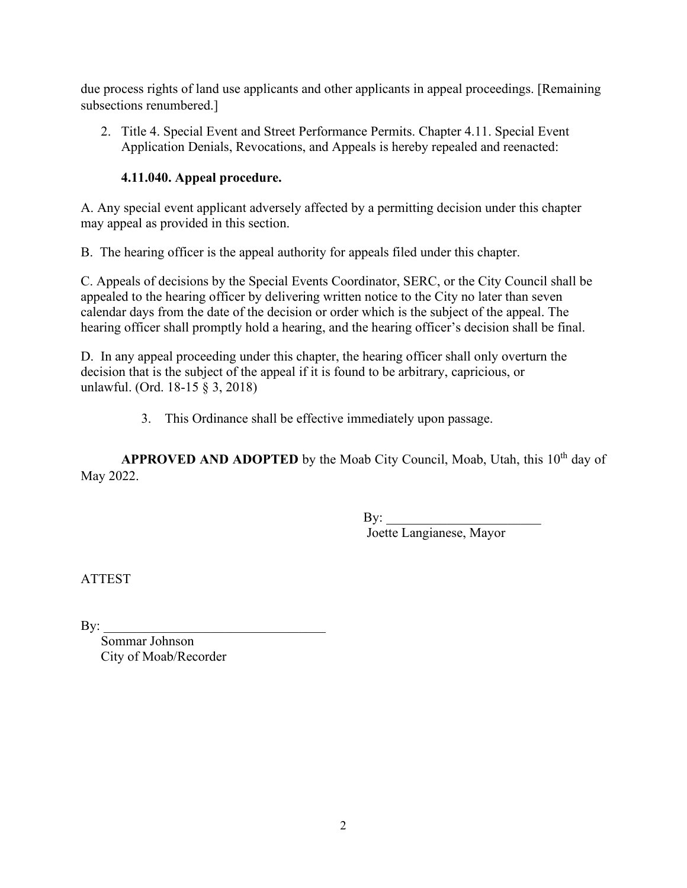due process rights of land use applicants and other applicants in appeal proceedings. [Remaining subsections renumbered.]

2. Title 4. Special Event and Street Performance Permits. Chapter 4.11. Special Event Application Denials, Revocations, and Appeals is hereby repealed and reenacted:

**4.11.040. Appeal procedure.**

A. Any special event applicant adversely affected by a permitting decision under this chapter may appeal as provided in this section.

B. The hearing officer is the appeal authority for appeals filed under this chapter.

C. Appeals of decisions by the Special Events Coordinator, SERC, or the City Council shall be appealed to the hearing officer by delivering written notice to the City no later than seven calendar days from the date of the decision or order which is the subject of the appeal. The hearing officer shall promptly hold a hearing, and the hearing officer's decision shall be final.

D. In any appeal proceeding under this chapter, the hearing officer shall only overturn the decision that is the subject of the appeal if it is found to be arbitrary, capricious, or unlawful. (Ord. 18-15 § 3, 2018)

3. This Ordinance shall be effective immediately upon passage.

**APPROVED AND ADOPTED** by the Moab City Council, Moab, Utah, this 10th day of May 2022.

By: _______________________
Joette Langianese, Mayor

ATTEST

By: _________________________________
Sommar Johnson
City of Moab/Recorder